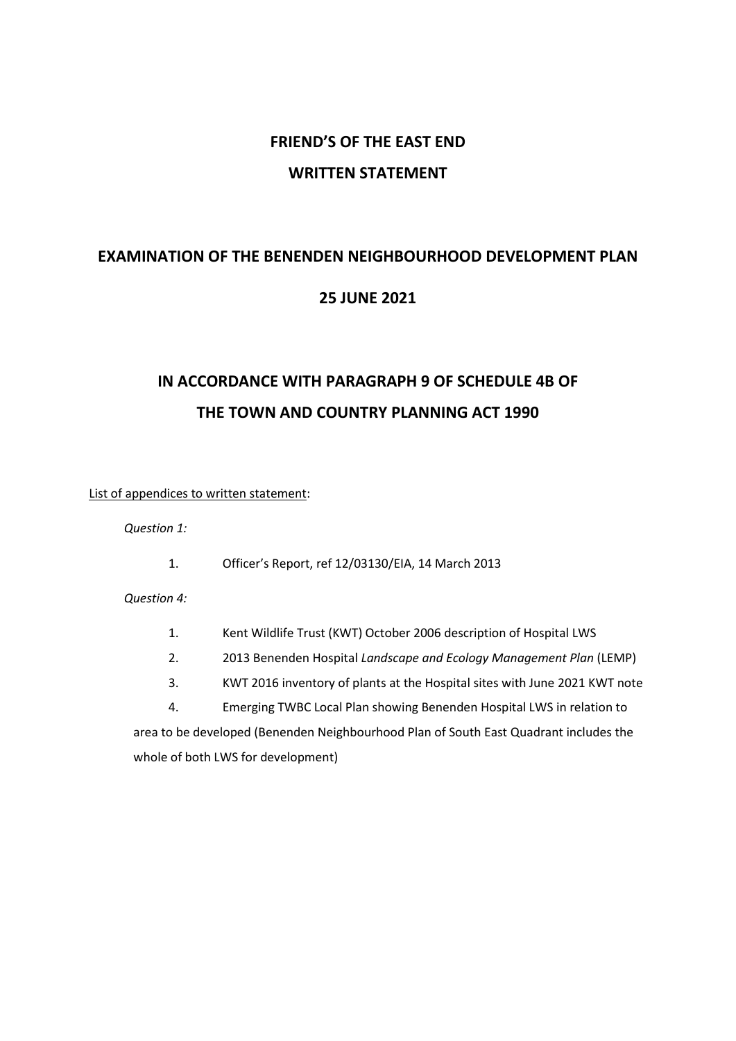# FRIEND'S OF THE EAST END

## WRITTEN STATEMENT

## EXAMINATION OF THE BENENDEN NEIGHBOURHOOD DEVELOPMENT PLAN

## 25 JUNE 2021

## IN ACCORDANCE WITH PARAGRAPH 9 OF SCHEDULE 4B OF THE TOWN AND COUNTRY PLANNING ACT 1990

<u>List of appendices to written statement</u>:

*Question 1:*

1. Officer's Report, ref 12/03130/EIA, 14 March 2013

*Question 4:*

1. Kent Wildlife Trust (KWT) October 2006 description of Hospital LWS
2. 2013 Benenden Hospital *Landscape and Ecology Management Plan* (LEMP)
3. KWT 2016 inventory of plants at the Hospital sites with June 2021 KWT note
4. Emerging TWBC Local Plan showing Benenden Hospital LWS in relation to area to be developed (Benenden Neighbourhood Plan of South East Quadrant includes the whole of both LWS for development)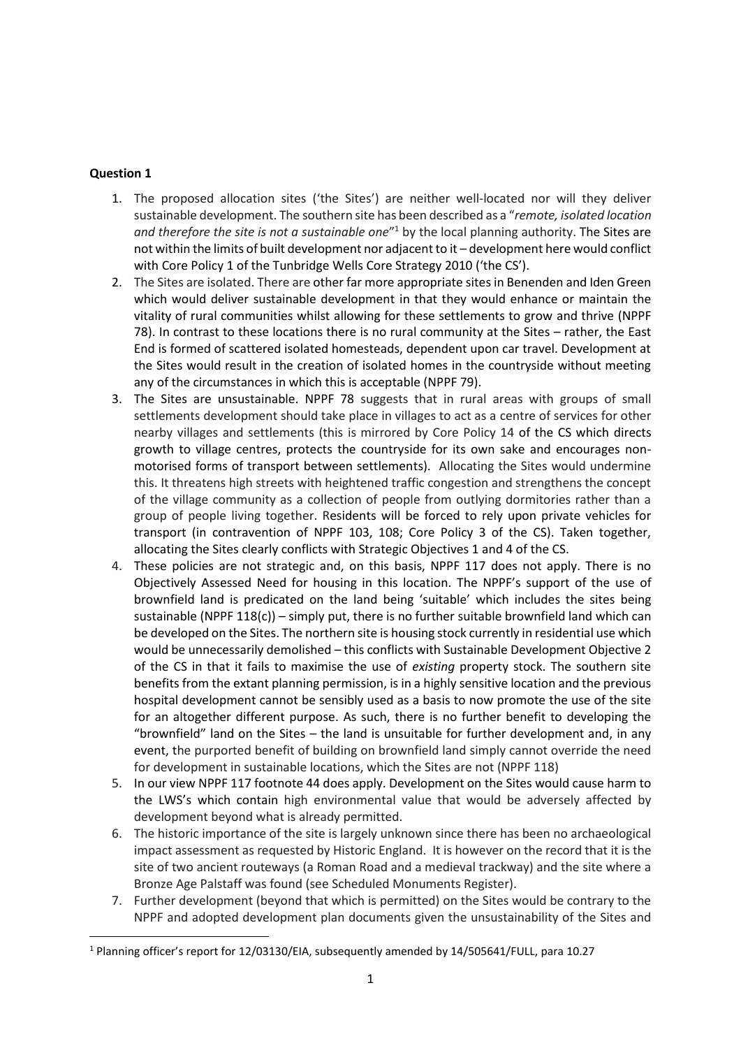**Question 1**

1. The proposed allocation sites ('the Sites') are neither well-located nor will they deliver sustainable development. The southern site has been described as a "*remote, isolated location and therefore the site is not a sustainable one*"[1] by the local planning authority. The Sites are not within the limits of built development nor adjacent to it – development here would conflict with Core Policy 1 of the Tunbridge Wells Core Strategy 2010 ('the CS').
2. The Sites are isolated. There are other far more appropriate sites in Benenden and Iden Green which would deliver sustainable development in that they would enhance or maintain the vitality of rural communities whilst allowing for these settlements to grow and thrive (NPPF 78). In contrast to these locations there is no rural community at the Sites – rather, the East End is formed of scattered isolated homesteads, dependent upon car travel. Development at the Sites would result in the creation of isolated homes in the countryside without meeting any of the circumstances in which this is acceptable (NPPF 79).
3. The Sites are unsustainable. NPPF 78 suggests that in rural areas with groups of small settlements development should take place in villages to act as a centre of services for other nearby villages and settlements (this is mirrored by Core Policy 14 of the CS which directs growth to village centres, protects the countryside for its own sake and encourages non-motorised forms of transport between settlements). Allocating the Sites would undermine this. It threatens high streets with heightened traffic congestion and strengthens the concept of the village community as a collection of people from outlying dormitories rather than a group of people living together. Residents will be forced to rely upon private vehicles for transport (in contravention of NPPF 103, 108; Core Policy 3 of the CS). Taken together, allocating the Sites clearly conflicts with Strategic Objectives 1 and 4 of the CS.
4. These policies are not strategic and, on this basis, NPPF 117 does not apply. There is no Objectively Assessed Need for housing in this location. The NPPF's support of the use of brownfield land is predicated on the land being 'suitable' which includes the sites being sustainable (NPPF 118(c)) – simply put, there is no further suitable brownfield land which can be developed on the Sites. The northern site is housing stock currently in residential use which would be unnecessarily demolished – this conflicts with Sustainable Development Objective 2 of the CS in that it fails to maximise the use of *existing* property stock. The southern site benefits from the extant planning permission, is in a highly sensitive location and the previous hospital development cannot be sensibly used as a basis to now promote the use of the site for an altogether different purpose. As such, there is no further benefit to developing the "brownfield" land on the Sites – the land is unsuitable for further development and, in any event, the purported benefit of building on brownfield land simply cannot override the need for development in sustainable locations, which the Sites are not (NPPF 118)
5. In our view NPPF 117 footnote 44 does apply. Development on the Sites would cause harm to the LWS's which contain high environmental value that would be adversely affected by development beyond what is already permitted.
6. The historic importance of the site is largely unknown since there has been no archaeological impact assessment as requested by Historic England. It is however on the record that it is the site of two ancient routeways (a Roman Road and a medieval trackway) and the site where a Bronze Age Palstaff was found (see Scheduled Monuments Register).
7. Further development (beyond that which is permitted) on the Sites would be contrary to the NPPF and adopted development plan documents given the unsustainability of the Sites and

[1] Planning officer's report for 12/03130/EIA, subsequently amended by 14/505641/FULL, para 10.27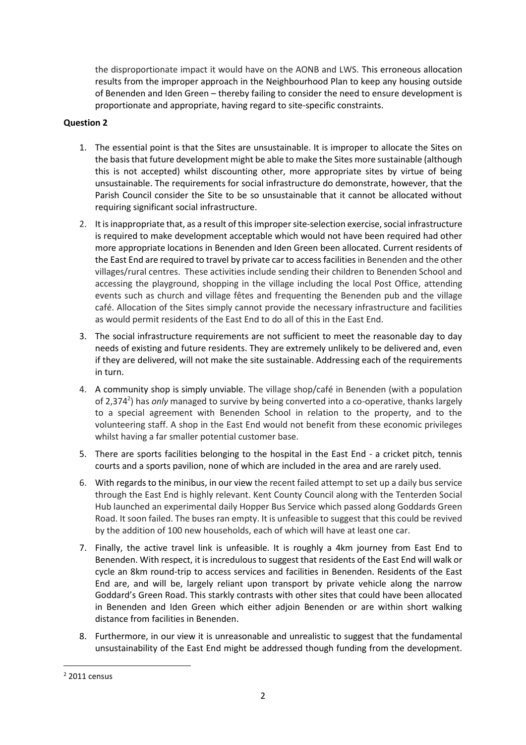the disproportionate impact it would have on the AONB and LWS. This erroneous allocation results from the improper approach in the Neighbourhood Plan to keep any housing outside of Benenden and Iden Green – thereby failing to consider the need to ensure development is proportionate and appropriate, having regard to site-specific constraints.

**Question 2**

1. The essential point is that the Sites are unsustainable. It is improper to allocate the Sites on the basis that future development might be able to make the Sites more sustainable (although this is not accepted) whilst discounting other, more appropriate sites by virtue of being unsustainable. The requirements for social infrastructure do demonstrate, however, that the Parish Council consider the Site to be so unsustainable that it cannot be allocated without requiring significant social infrastructure.
2. It is inappropriate that, as a result of this improper site-selection exercise, social infrastructure is required to make development acceptable which would not have been required had other more appropriate locations in Benenden and Iden Green been allocated. Current residents of the East End are required to travel by private car to access facilities in Benenden and the other villages/rural centres. These activities include sending their children to Benenden School and accessing the playground, shopping in the village including the local Post Office, attending events such as church and village fêtes and frequenting the Benenden pub and the village café. Allocation of the Sites simply cannot provide the necessary infrastructure and facilities as would permit residents of the East End to do all of this in the East End.
3. The social infrastructure requirements are not sufficient to meet the reasonable day to day needs of existing and future residents. They are extremely unlikely to be delivered and, even if they are delivered, will not make the site sustainable. Addressing each of the requirements in turn.
4. A community shop is simply unviable. The village shop/café in Benenden (with a population of 2,374[2]) has *only* managed to survive by being converted into a co-operative, thanks largely to a special agreement with Benenden School in relation to the property, and to the volunteering staff. A shop in the East End would not benefit from these economic privileges whilst having a far smaller potential customer base.
5. There are sports facilities belonging to the hospital in the East End - a cricket pitch, tennis courts and a sports pavilion, none of which are included in the area and are rarely used.
6. With regards to the minibus, in our view the recent failed attempt to set up a daily bus service through the East End is highly relevant. Kent County Council along with the Tenterden Social Hub launched an experimental daily Hopper Bus Service which passed along Goddards Green Road. It soon failed. The buses ran empty. It is unfeasible to suggest that this could be revived by the addition of 100 new households, each of which will have at least one car.
7. Finally, the active travel link is unfeasible. It is roughly a 4km journey from East End to Benenden. With respect, it is incredulous to suggest that residents of the East End will walk or cycle an 8km round-trip to access services and facilities in Benenden. Residents of the East End are, and will be, largely reliant upon transport by private vehicle along the narrow Goddard's Green Road. This starkly contrasts with other sites that could have been allocated in Benenden and Iden Green which either adjoin Benenden or are within short walking distance from facilities in Benenden.
8. Furthermore, in our view it is unreasonable and unrealistic to suggest that the fundamental unsustainability of the East End might be addressed though funding from the development.

[2] 2011 census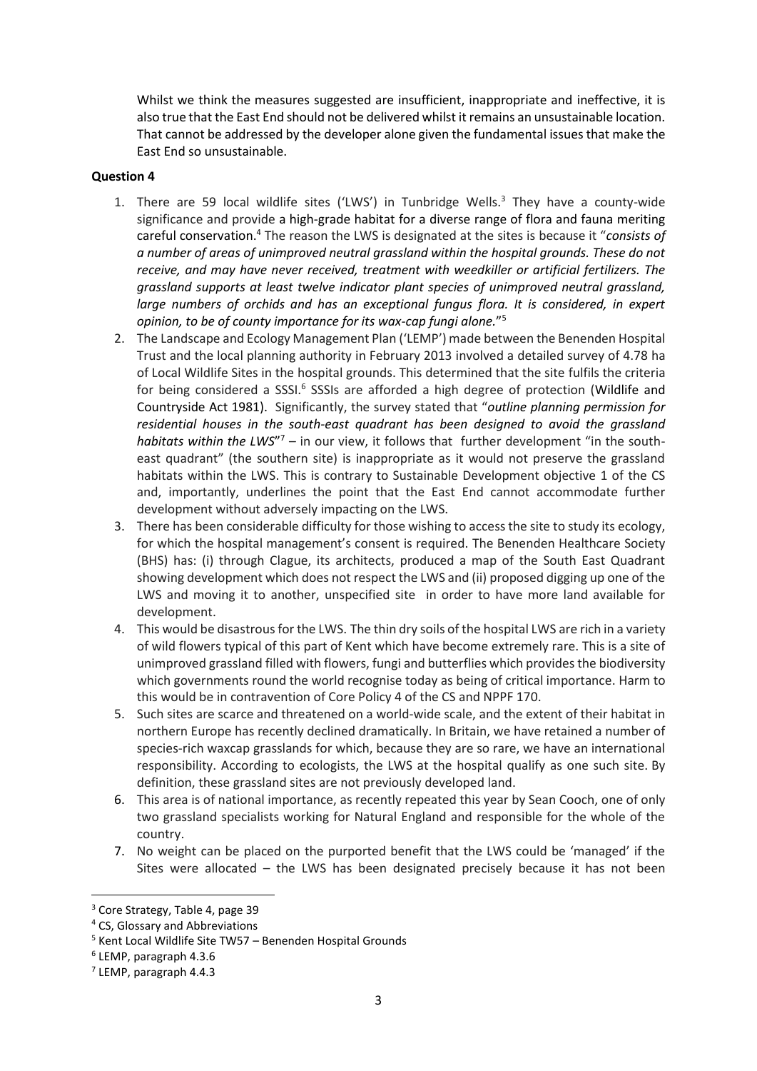Whilst we think the measures suggested are insufficient, inappropriate and ineffective, it is also true that the East End should not be delivered whilst it remains an unsustainable location. That cannot be addressed by the developer alone given the fundamental issues that make the East End so unsustainable.

**Question 4**

1. There are 59 local wildlife sites ('LWS') in Tunbridge Wells.[3] They have a county-wide significance and provide a high-grade habitat for a diverse range of flora and fauna meriting careful conservation.[4] The reason the LWS is designated at the sites is because it "*consists of a number of areas of unimproved neutral grassland within the hospital grounds. These do not receive, and may have never received, treatment with weedkiller or artificial fertilizers. The grassland supports at least twelve indicator plant species of unimproved neutral grassland, large numbers of orchids and has an exceptional fungus flora. It is considered, in expert opinion, to be of county importance for its wax-cap fungi alone.*"[5]
2. The Landscape and Ecology Management Plan ('LEMP') made between the Benenden Hospital Trust and the local planning authority in February 2013 involved a detailed survey of 4.78 ha of Local Wildlife Sites in the hospital grounds. This determined that the site fulfils the criteria for being considered a SSSI.[6] SSSIs are afforded a high degree of protection (Wildlife and Countryside Act 1981). Significantly, the survey stated that "*outline planning permission for residential houses in the south-east quadrant has been designed to avoid the grassland habitats within the LWS*"[7] – in our view, it follows that further development "in the south-east quadrant" (the southern site) is inappropriate as it would not preserve the grassland habitats within the LWS. This is contrary to Sustainable Development objective 1 of the CS and, importantly, underlines the point that the East End cannot accommodate further development without adversely impacting on the LWS.
3. There has been considerable difficulty for those wishing to access the site to study its ecology, for which the hospital management's consent is required. The Benenden Healthcare Society (BHS) has: (i) through Clague, its architects, produced a map of the South East Quadrant showing development which does not respect the LWS and (ii) proposed digging up one of the LWS and moving it to another, unspecified site in order to have more land available for development.
4. This would be disastrous for the LWS. The thin dry soils of the hospital LWS are rich in a variety of wild flowers typical of this part of Kent which have become extremely rare. This is a site of unimproved grassland filled with flowers, fungi and butterflies which provides the biodiversity which governments round the world recognise today as being of critical importance. Harm to this would be in contravention of Core Policy 4 of the CS and NPPF 170.
5. Such sites are scarce and threatened on a world-wide scale, and the extent of their habitat in northern Europe has recently declined dramatically. In Britain, we have retained a number of species-rich waxcap grasslands for which, because they are so rare, we have an international responsibility. According to ecologists, the LWS at the hospital qualify as one such site. By definition, these grassland sites are not previously developed land.
6. This area is of national importance, as recently repeated this year by Sean Cooch, one of only two grassland specialists working for Natural England and responsible for the whole of the country.
7. No weight can be placed on the purported benefit that the LWS could be 'managed' if the Sites were allocated – the LWS has been designated precisely because it has not been

---

[3] Core Strategy, Table 4, page 39

[4] CS, Glossary and Abbreviations

[5] Kent Local Wildlife Site TW57 – Benenden Hospital Grounds

[6] LEMP, paragraph 4.3.6

[7] LEMP, paragraph 4.4.3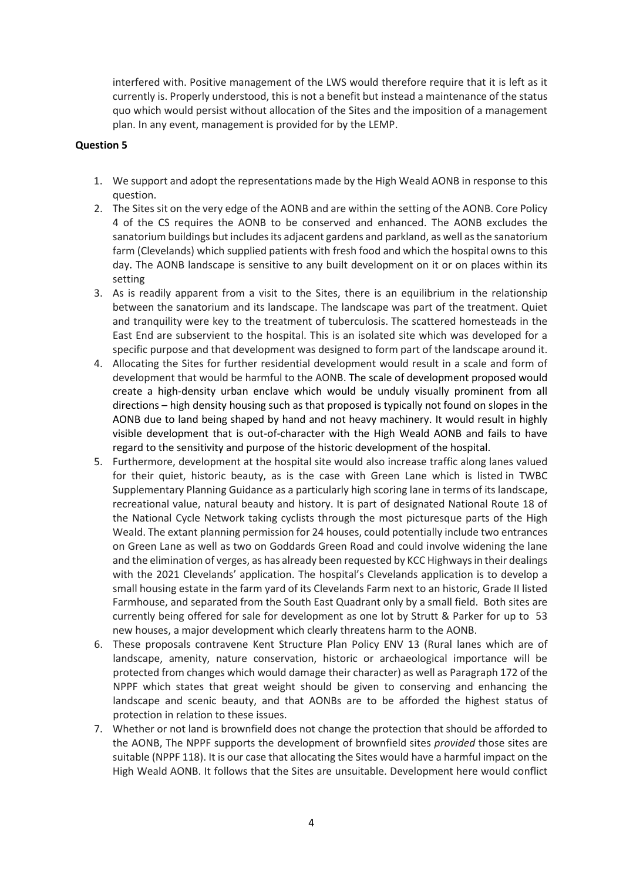interfered with. Positive management of the LWS would therefore require that it is left as it currently is. Properly understood, this is not a benefit but instead a maintenance of the status quo which would persist without allocation of the Sites and the imposition of a management plan. In any event, management is provided for by the LEMP.

**Question 5**

1. We support and adopt the representations made by the High Weald AONB in response to this question.
2. The Sites sit on the very edge of the AONB and are within the setting of the AONB. Core Policy 4 of the CS requires the AONB to be conserved and enhanced. The AONB excludes the sanatorium buildings but includes its adjacent gardens and parkland, as well as the sanatorium farm (Clevelands) which supplied patients with fresh food and which the hospital owns to this day. The AONB landscape is sensitive to any built development on it or on places within its setting
3. As is readily apparent from a visit to the Sites, there is an equilibrium in the relationship between the sanatorium and its landscape. The landscape was part of the treatment. Quiet and tranquility were key to the treatment of tuberculosis. The scattered homesteads in the East End are subservient to the hospital. This is an isolated site which was developed for a specific purpose and that development was designed to form part of the landscape around it.
4. Allocating the Sites for further residential development would result in a scale and form of development that would be harmful to the AONB. The scale of development proposed would create a high-density urban enclave which would be unduly visually prominent from all directions – high density housing such as that proposed is typically not found on slopes in the AONB due to land being shaped by hand and not heavy machinery. It would result in highly visible development that is out-of-character with the High Weald AONB and fails to have regard to the sensitivity and purpose of the historic development of the hospital.
5. Furthermore, development at the hospital site would also increase traffic along lanes valued for their quiet, historic beauty, as is the case with Green Lane which is listed in TWBC Supplementary Planning Guidance as a particularly high scoring lane in terms of its landscape, recreational value, natural beauty and history. It is part of designated National Route 18 of the National Cycle Network taking cyclists through the most picturesque parts of the High Weald. The extant planning permission for 24 houses, could potentially include two entrances on Green Lane as well as two on Goddards Green Road and could involve widening the lane and the elimination of verges, as has already been requested by KCC Highways in their dealings with the 2021 Clevelands' application. The hospital's Clevelands application is to develop a small housing estate in the farm yard of its Clevelands Farm next to an historic, Grade II listed Farmhouse, and separated from the South East Quadrant only by a small field. Both sites are currently being offered for sale for development as one lot by Strutt & Parker for up to 53 new houses, a major development which clearly threatens harm to the AONB.
6. These proposals contravene Kent Structure Plan Policy ENV 13 (Rural lanes which are of landscape, amenity, nature conservation, historic or archaeological importance will be protected from changes which would damage their character) as well as Paragraph 172 of the NPPF which states that great weight should be given to conserving and enhancing the landscape and scenic beauty, and that AONBs are to be afforded the highest status of protection in relation to these issues.
7. Whether or not land is brownfield does not change the protection that should be afforded to the AONB, The NPPF supports the development of brownfield sites *provided* those sites are suitable (NPPF 118). It is our case that allocating the Sites would have a harmful impact on the High Weald AONB. It follows that the Sites are unsuitable. Development here would conflict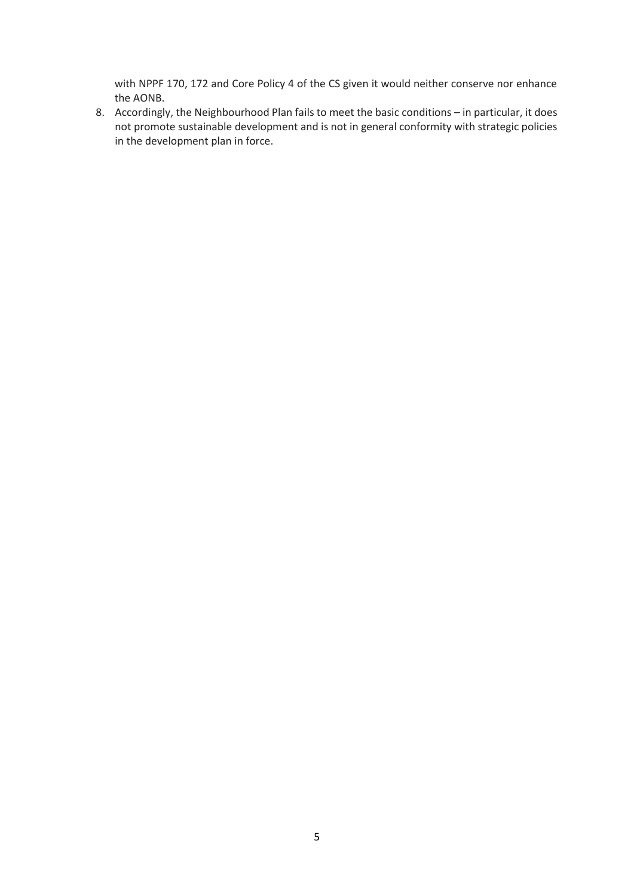with NPPF 170, 172 and Core Policy 4 of the CS given it would neither conserve nor enhance the AONB.

8. Accordingly, the Neighbourhood Plan fails to meet the basic conditions – in particular, it does not promote sustainable development and is not in general conformity with strategic policies in the development plan in force.